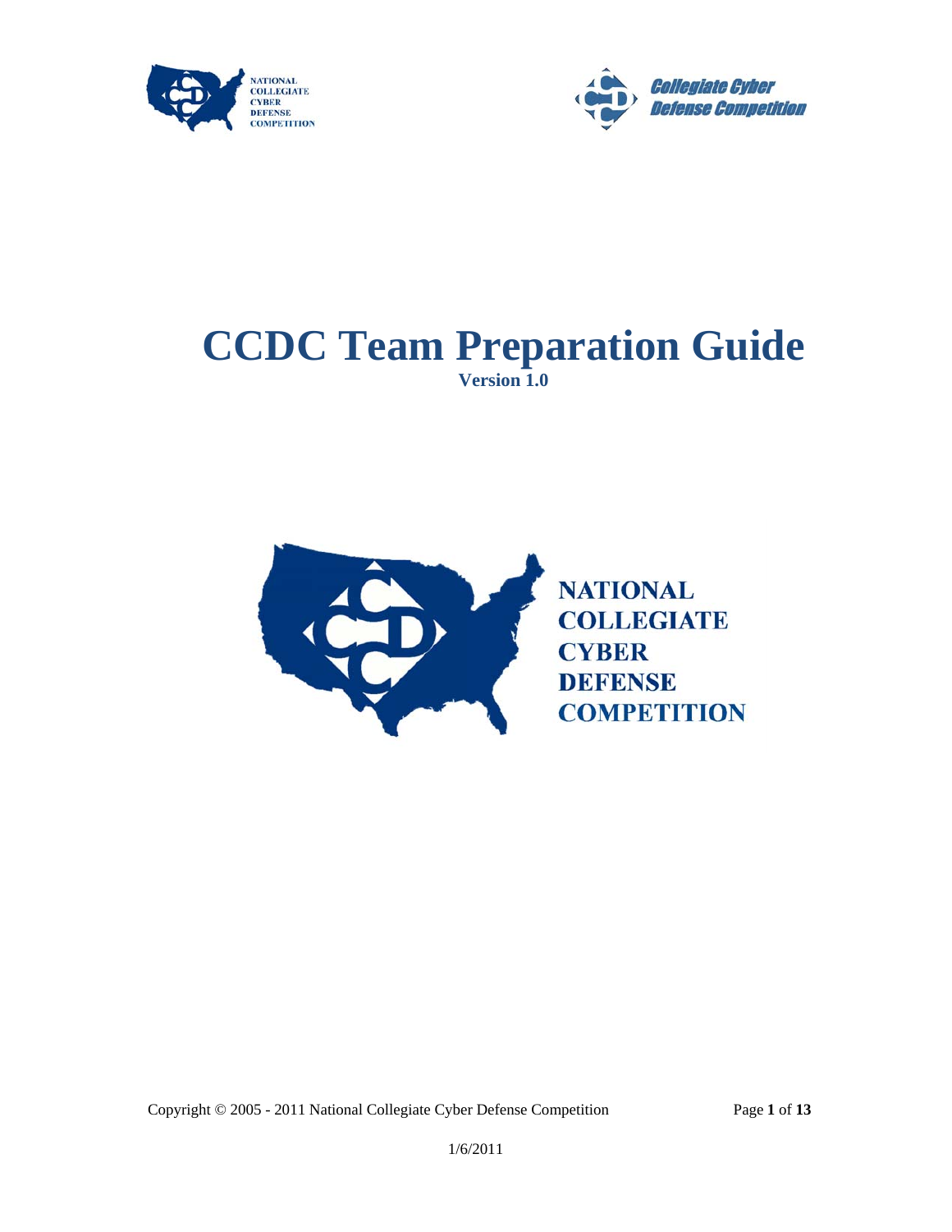# CCDC Team Preparation Guide

**Version 1.0**

1/6/2011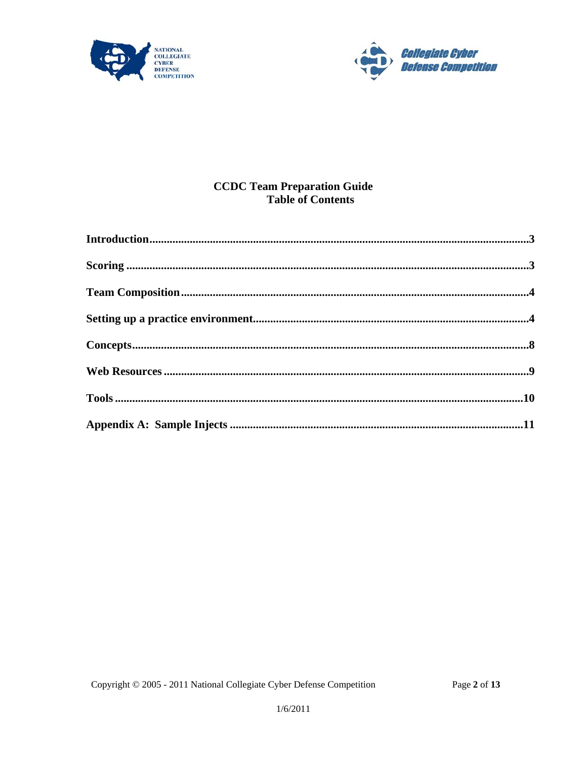# CCDC Team Preparation Guide
## Table of Contents

| | |
|---|---|
| **Introduction** | **3** |
| **Scoring** | **3** |
| **Team Composition** | **4** |
| **Setting up a practice environment** | **4** |
| **Concepts** | **8** |
| **Web Resources** | **9** |
| **Tools** | **10** |
| **Appendix A: Sample Injects** | **11** |

Copyright © 2005 - 2011 National Collegiate Cyber Defense Competition

1/6/2011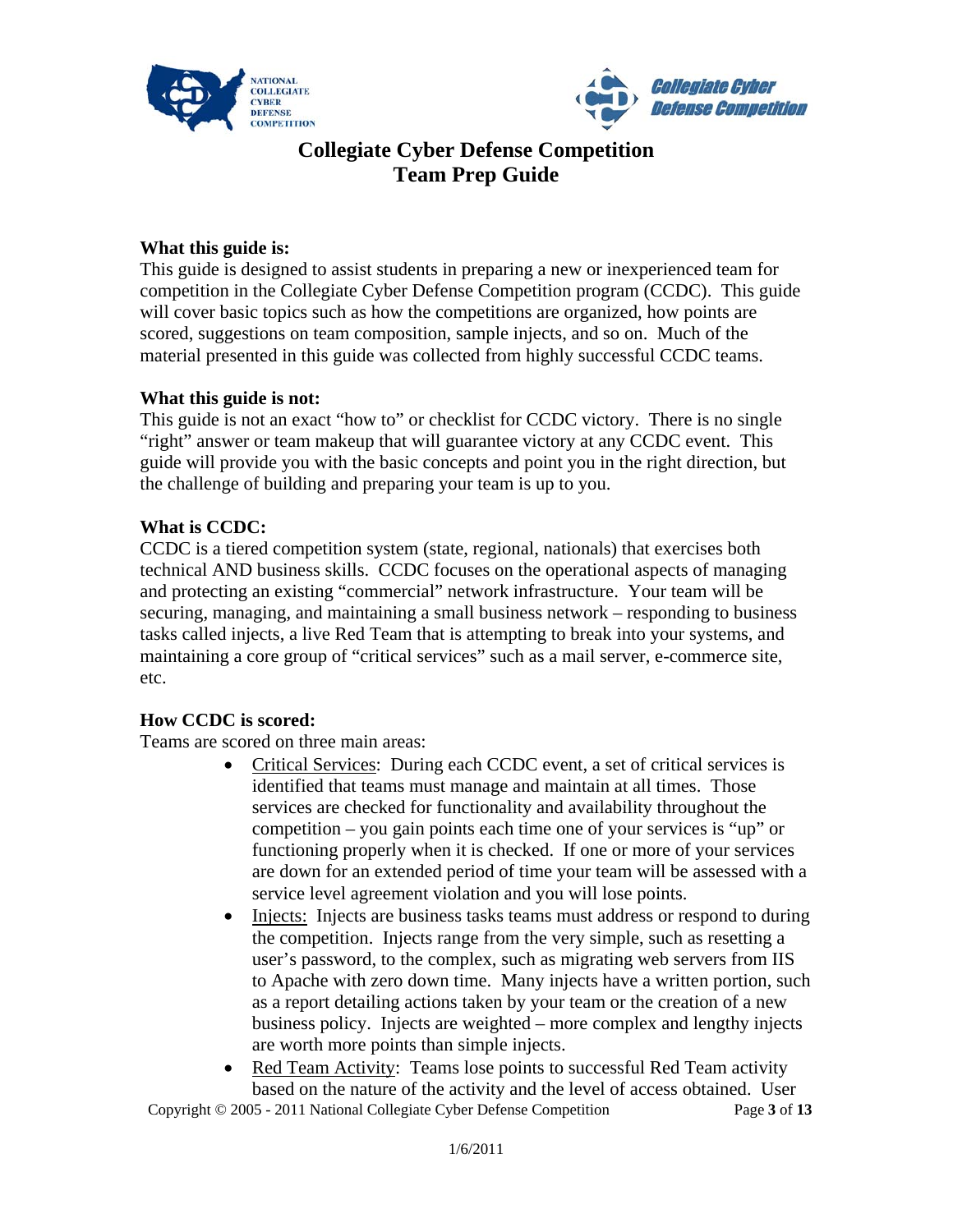# Collegiate Cyber Defense Competition
# Team Prep Guide

**What this guide is:**
This guide is designed to assist students in preparing a new or inexperienced team for competition in the Collegiate Cyber Defense Competition program (CCDC). This guide will cover basic topics such as how the competitions are organized, how points are scored, suggestions on team composition, sample injects, and so on. Much of the material presented in this guide was collected from highly successful CCDC teams.

**What this guide is not:**
This guide is not an exact "how to" or checklist for CCDC victory. There is no single "right" answer or team makeup that will guarantee victory at any CCDC event. This guide will provide you with the basic concepts and point you in the right direction, but the challenge of building and preparing your team is up to you.

**What is CCDC:**
CCDC is a tiered competition system (state, regional, nationals) that exercises both technical AND business skills. CCDC focuses on the operational aspects of managing and protecting an existing "commercial" network infrastructure. Your team will be securing, managing, and maintaining a small business network – responding to business tasks called injects, a live Red Team that is attempting to break into your systems, and maintaining a core group of "critical services" such as a mail server, e-commerce site, etc.

**How CCDC is scored:**
Teams are scored on three main areas:

- Critical Services: During each CCDC event, a set of critical services is identified that teams must manage and maintain at all times. Those services are checked for functionality and availability throughout the competition – you gain points each time one of your services is "up" or functioning properly when it is checked. If one or more of your services are down for an extended period of time your team will be assessed with a service level agreement violation and you will lose points.
- Injects: Injects are business tasks teams must address or respond to during the competition. Injects range from the very simple, such as resetting a user's password, to the complex, such as migrating web servers from IIS to Apache with zero down time. Many injects have a written portion, such as a report detailing actions taken by your team or the creation of a new business policy. Injects are weighted – more complex and lengthy injects are worth more points than simple injects.
- Red Team Activity: Teams lose points to successful Red Team activity based on the nature of the activity and the level of access obtained. User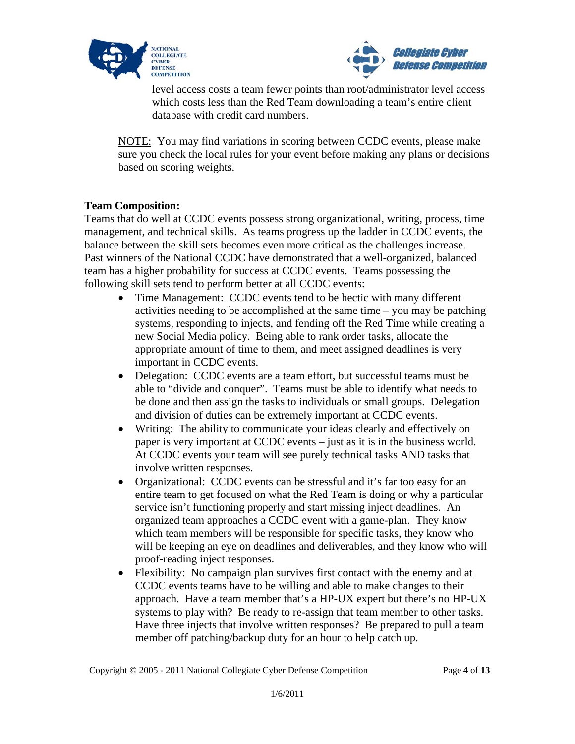level access costs a team fewer points than root/administrator level access which costs less than the Red Team downloading a team's entire client database with credit card numbers.

NOTE: You may find variations in scoring between CCDC events, please make sure you check the local rules for your event before making any plans or decisions based on scoring weights.

**Team Composition:**

Teams that do well at CCDC events possess strong organizational, writing, process, time management, and technical skills. As teams progress up the ladder in CCDC events, the balance between the skill sets becomes even more critical as the challenges increase. Past winners of the National CCDC have demonstrated that a well-organized, balanced team has a higher probability for success at CCDC events. Teams possessing the following skill sets tend to perform better at all CCDC events:

- Time Management: CCDC events tend to be hectic with many different activities needing to be accomplished at the same time – you may be patching systems, responding to injects, and fending off the Red Time while creating a new Social Media policy. Being able to rank order tasks, allocate the appropriate amount of time to them, and meet assigned deadlines is very important in CCDC events.
- Delegation: CCDC events are a team effort, but successful teams must be able to "divide and conquer". Teams must be able to identify what needs to be done and then assign the tasks to individuals or small groups. Delegation and division of duties can be extremely important at CCDC events.
- Writing: The ability to communicate your ideas clearly and effectively on paper is very important at CCDC events – just as it is in the business world. At CCDC events your team will see purely technical tasks AND tasks that involve written responses.
- Organizational: CCDC events can be stressful and it's far too easy for an entire team to get focused on what the Red Team is doing or why a particular service isn't functioning properly and start missing inject deadlines. An organized team approaches a CCDC event with a game-plan. They know which team members will be responsible for specific tasks, they know who will be keeping an eye on deadlines and deliverables, and they know who will proof-reading inject responses.
- Flexibility: No campaign plan survives first contact with the enemy and at CCDC events teams have to be willing and able to make changes to their approach. Have a team member that's a HP-UX expert but there's no HP-UX systems to play with? Be ready to re-assign that team member to other tasks. Have three injects that involve written responses? Be prepared to pull a team member off patching/backup duty for an hour to help catch up.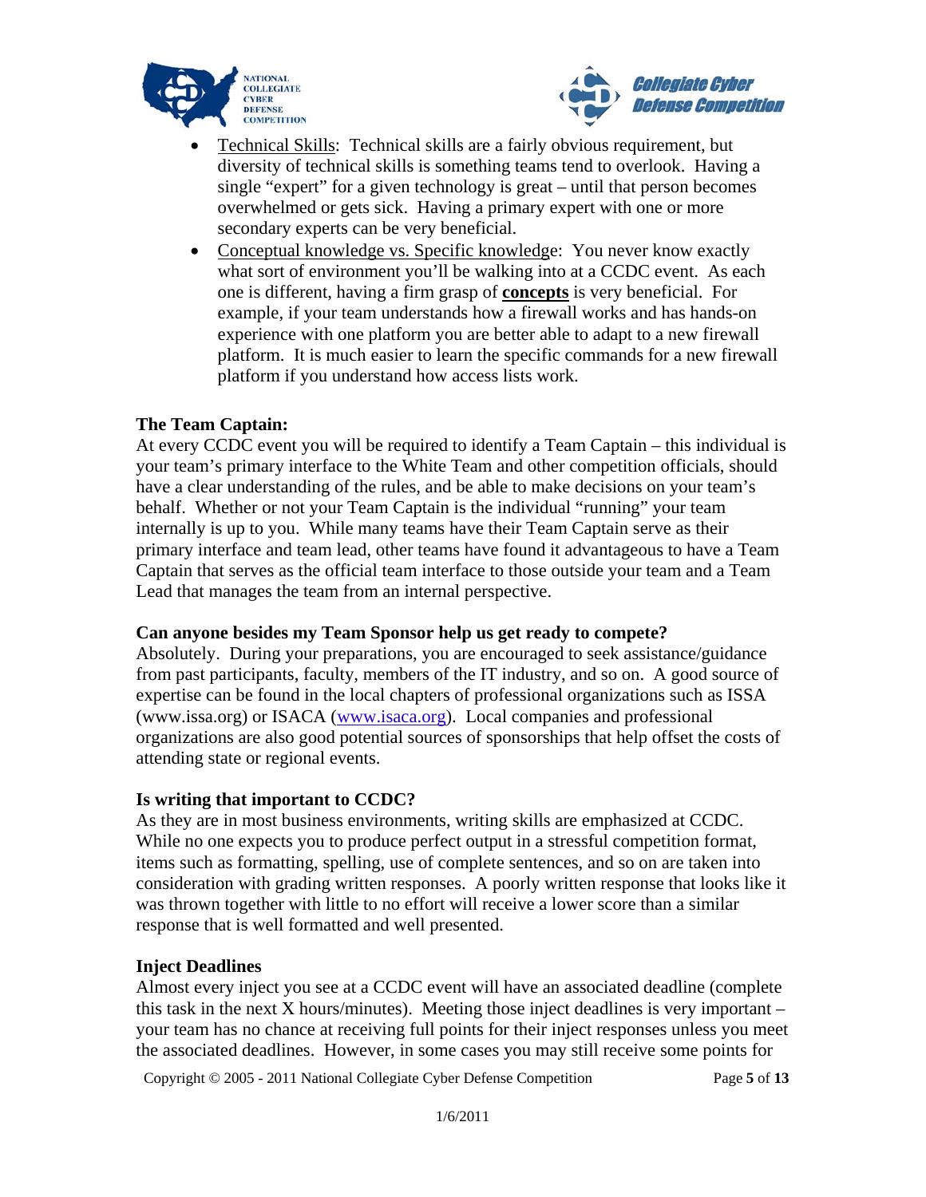- Technical Skills: Technical skills are a fairly obvious requirement, but diversity of technical skills is something teams tend to overlook. Having a single "expert" for a given technology is great – until that person becomes overwhelmed or gets sick. Having a primary expert with one or more secondary experts can be very beneficial.
- Conceptual knowledge vs. Specific knowledge: You never know exactly what sort of environment you'll be walking into at a CCDC event. As each one is different, having a firm grasp of **concepts** is very beneficial. For example, if your team understands how a firewall works and has hands-on experience with one platform you are better able to adapt to a new firewall platform. It is much easier to learn the specific commands for a new firewall platform if you understand how access lists work.

**The Team Captain:**

At every CCDC event you will be required to identify a Team Captain – this individual is your team's primary interface to the White Team and other competition officials, should have a clear understanding of the rules, and be able to make decisions on your team's behalf. Whether or not your Team Captain is the individual "running" your team internally is up to you. While many teams have their Team Captain serve as their primary interface and team lead, other teams have found it advantageous to have a Team Captain that serves as the official team interface to those outside your team and a Team Lead that manages the team from an internal perspective.

**Can anyone besides my Team Sponsor help us get ready to compete?**

Absolutely. During your preparations, you are encouraged to seek assistance/guidance from past participants, faculty, members of the IT industry, and so on. A good source of expertise can be found in the local chapters of professional organizations such as ISSA (www.issa.org) or ISACA (www.isaca.org). Local companies and professional organizations are also good potential sources of sponsorships that help offset the costs of attending state or regional events.

**Is writing that important to CCDC?**

As they are in most business environments, writing skills are emphasized at CCDC. While no one expects you to produce perfect output in a stressful competition format, items such as formatting, spelling, use of complete sentences, and so on are taken into consideration with grading written responses. A poorly written response that looks like it was thrown together with little to no effort will receive a lower score than a similar response that is well formatted and well presented.

**Inject Deadlines**

Almost every inject you see at a CCDC event will have an associated deadline (complete this task in the next X hours/minutes). Meeting those inject deadlines is very important – your team has no chance at receiving full points for their inject responses unless you meet the associated deadlines. However, in some cases you may still receive some points for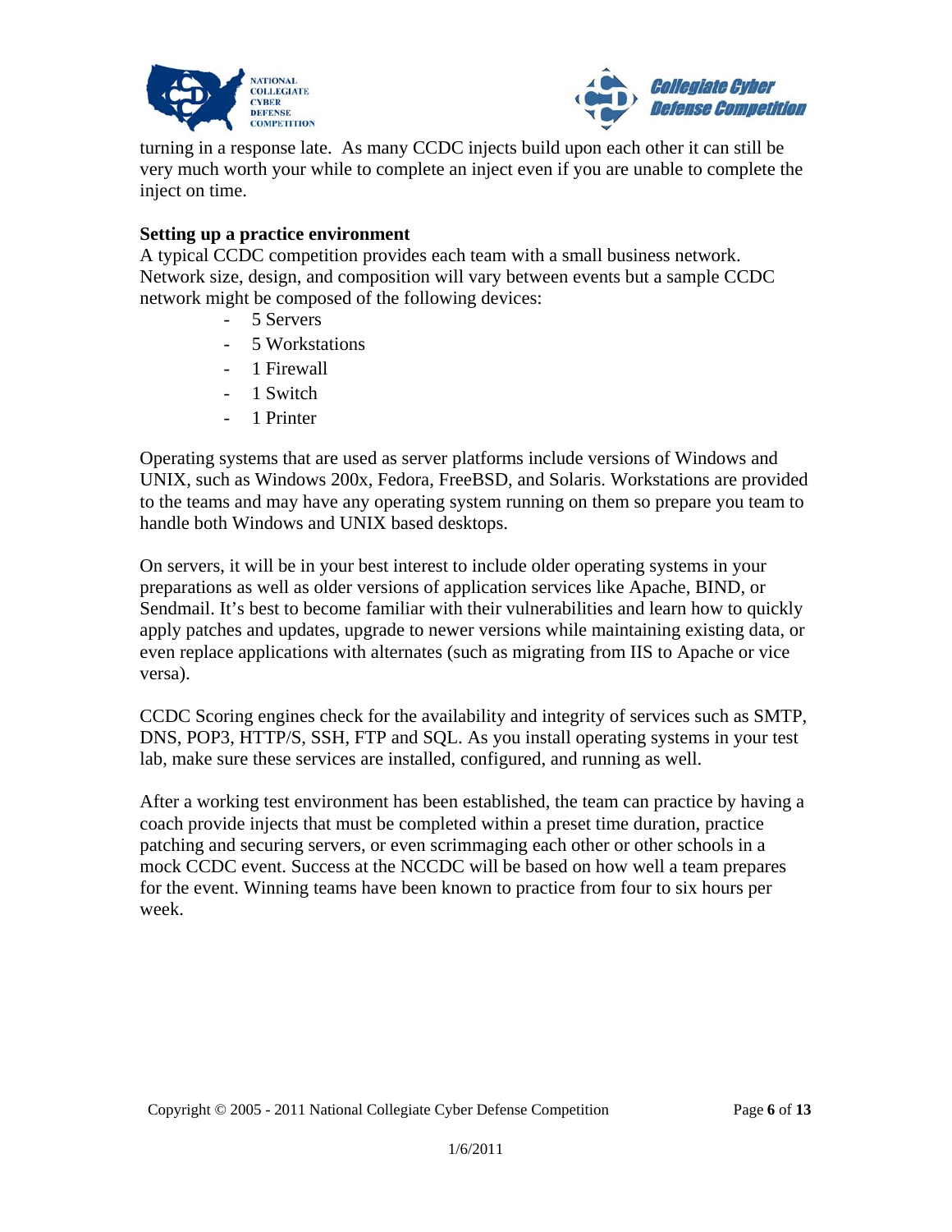turning in a response late. As many CCDC injects build upon each other it can still be very much worth your while to complete an inject even if you are unable to complete the inject on time.

**Setting up a practice environment**

A typical CCDC competition provides each team with a small business network. Network size, design, and composition will vary between events but a sample CCDC network might be composed of the following devices:

- 5 Servers
- 5 Workstations
- 1 Firewall
- 1 Switch
- 1 Printer

Operating systems that are used as server platforms include versions of Windows and UNIX, such as Windows 200x, Fedora, FreeBSD, and Solaris. Workstations are provided to the teams and may have any operating system running on them so prepare you team to handle both Windows and UNIX based desktops.

On servers, it will be in your best interest to include older operating systems in your preparations as well as older versions of application services like Apache, BIND, or Sendmail. It's best to become familiar with their vulnerabilities and learn how to quickly apply patches and updates, upgrade to newer versions while maintaining existing data, or even replace applications with alternates (such as migrating from IIS to Apache or vice versa).

CCDC Scoring engines check for the availability and integrity of services such as SMTP, DNS, POP3, HTTP/S, SSH, FTP and SQL. As you install operating systems in your test lab, make sure these services are installed, configured, and running as well.

After a working test environment has been established, the team can practice by having a coach provide injects that must be completed within a preset time duration, practice patching and securing servers, or even scrimmaging each other or other schools in a mock CCDC event. Success at the NCCDC will be based on how well a team prepares for the event. Winning teams have been known to practice from four to six hours per week.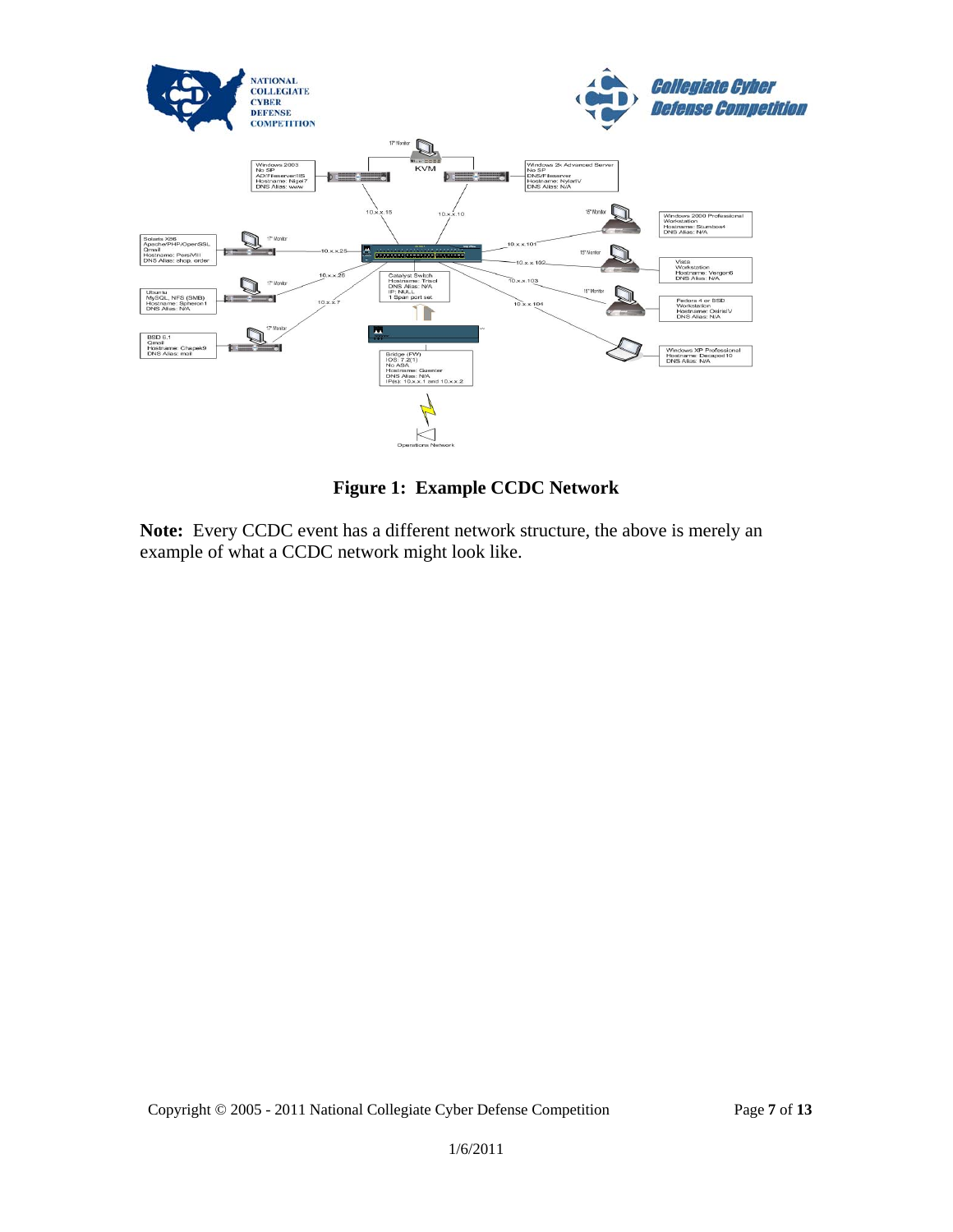17" Monitor

KVM

Windows 2003
No SP
AD/Fileserver/IIS
Hostname: Nigel7
DNS Alias: www

Windows 2k Advanced Server
No SP
DNS/Fileserver
Hostname: NylarIV
DNS Alias: N/A

10.x.x.15

10.x.x.10

15" Monitor

Windows 2000 Professional
Workstation
Hostname: Slumbox4
DNS Alias: N/A

Solaris X86
Apache/PHP/OpenSSL
Qmail
Hostname: PersiVIII
DNS Alias: shop, order

17" Monitor

10.x.x.25

10.x.x.101

15" Monitor

10.x.x.102

Vista
Workstation
Hostname: Vargon6
DNS Alias: N/A

17" Monitor

10.x.x.26

Catalyst Switch
Hostname: Trisol
DNS Alias: N/A
IP: NULL
1 Span port set

10.x.x.103

Ubuntu
MySQL, NFS (SMB)
Hostname: Spheron1
DNS Alias: N/A

10.x.x.7

15" Monitor

10.x.x.104

Fedora 4 or BSD
Workstation
Hostname: OsirisIV
DNS Alias: N/A

17" Monitor

BSD 6.1
Qmail
Hostname: Chapek9
DNS Alias: mail

Windows XP Professional
Hostname: Decapod10
DNS Alias: N/A

Bridge (FW)
IOS: 7.2(1)
No ASA
Hostname: Guenter
DNS Alias: N/A
IP(s): 10.x.x.1 and 10.x.x.2

Operations Network

**Figure 1: Example CCDC Network**

**Note:** Every CCDC event has a different network structure, the above is merely an example of what a CCDC network might look like.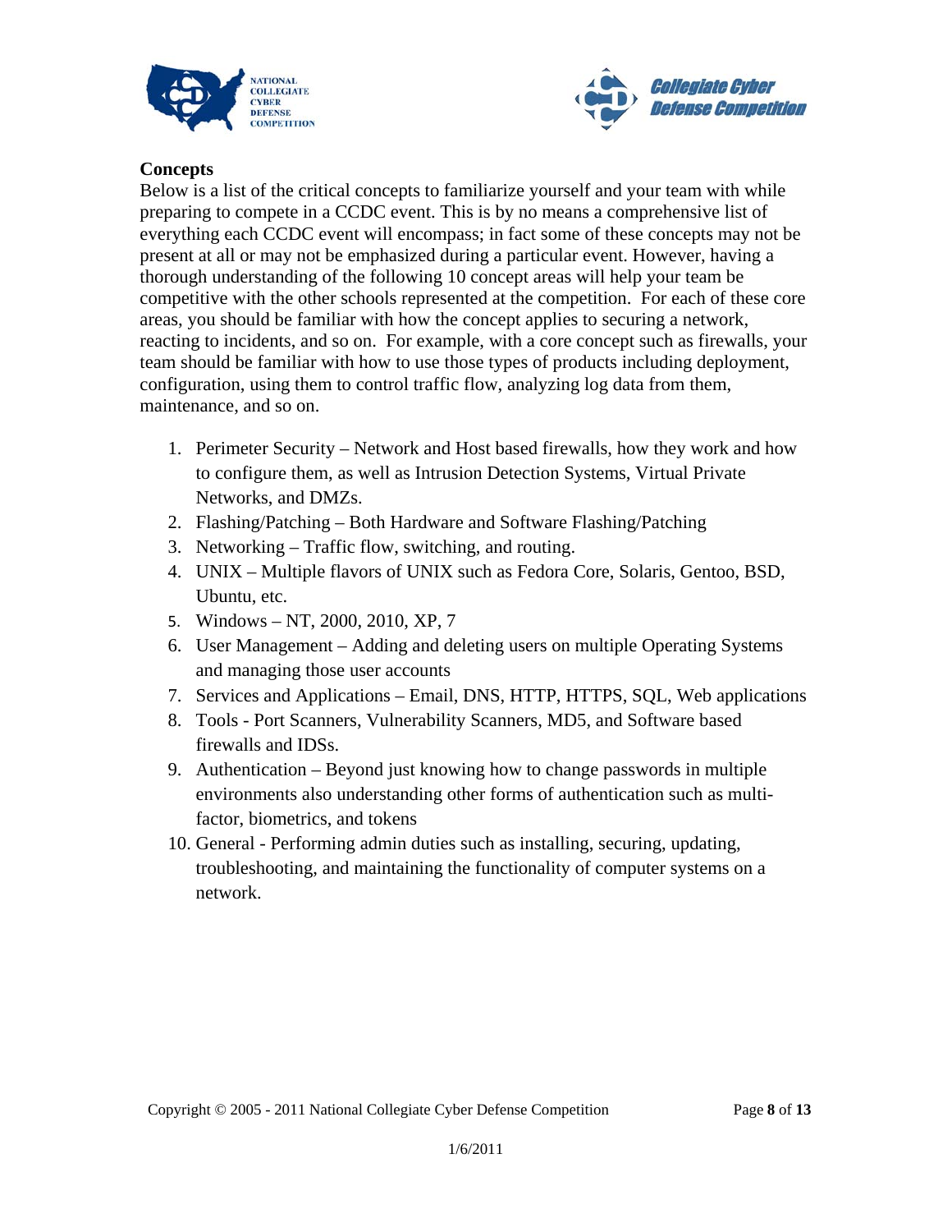**Concepts**

Below is a list of the critical concepts to familiarize yourself and your team with while preparing to compete in a CCDC event. This is by no means a comprehensive list of everything each CCDC event will encompass; in fact some of these concepts may not be present at all or may not be emphasized during a particular event. However, having a thorough understanding of the following 10 concept areas will help your team be competitive with the other schools represented at the competition. For each of these core areas, you should be familiar with how the concept applies to securing a network, reacting to incidents, and so on. For example, with a core concept such as firewalls, your team should be familiar with how to use those types of products including deployment, configuration, using them to control traffic flow, analyzing log data from them, maintenance, and so on.

1. Perimeter Security – Network and Host based firewalls, how they work and how to configure them, as well as Intrusion Detection Systems, Virtual Private Networks, and DMZs.
2. Flashing/Patching – Both Hardware and Software Flashing/Patching
3. Networking – Traffic flow, switching, and routing.
4. UNIX – Multiple flavors of UNIX such as Fedora Core, Solaris, Gentoo, BSD, Ubuntu, etc.
5. Windows – NT, 2000, 2010, XP, 7
6. User Management – Adding and deleting users on multiple Operating Systems and managing those user accounts
7. Services and Applications – Email, DNS, HTTP, HTTPS, SQL, Web applications
8. Tools - Port Scanners, Vulnerability Scanners, MD5, and Software based firewalls and IDSs.
9. Authentication – Beyond just knowing how to change passwords in multiple environments also understanding other forms of authentication such as multi-factor, biometrics, and tokens
10. General - Performing admin duties such as installing, securing, updating, troubleshooting, and maintaining the functionality of computer systems on a network.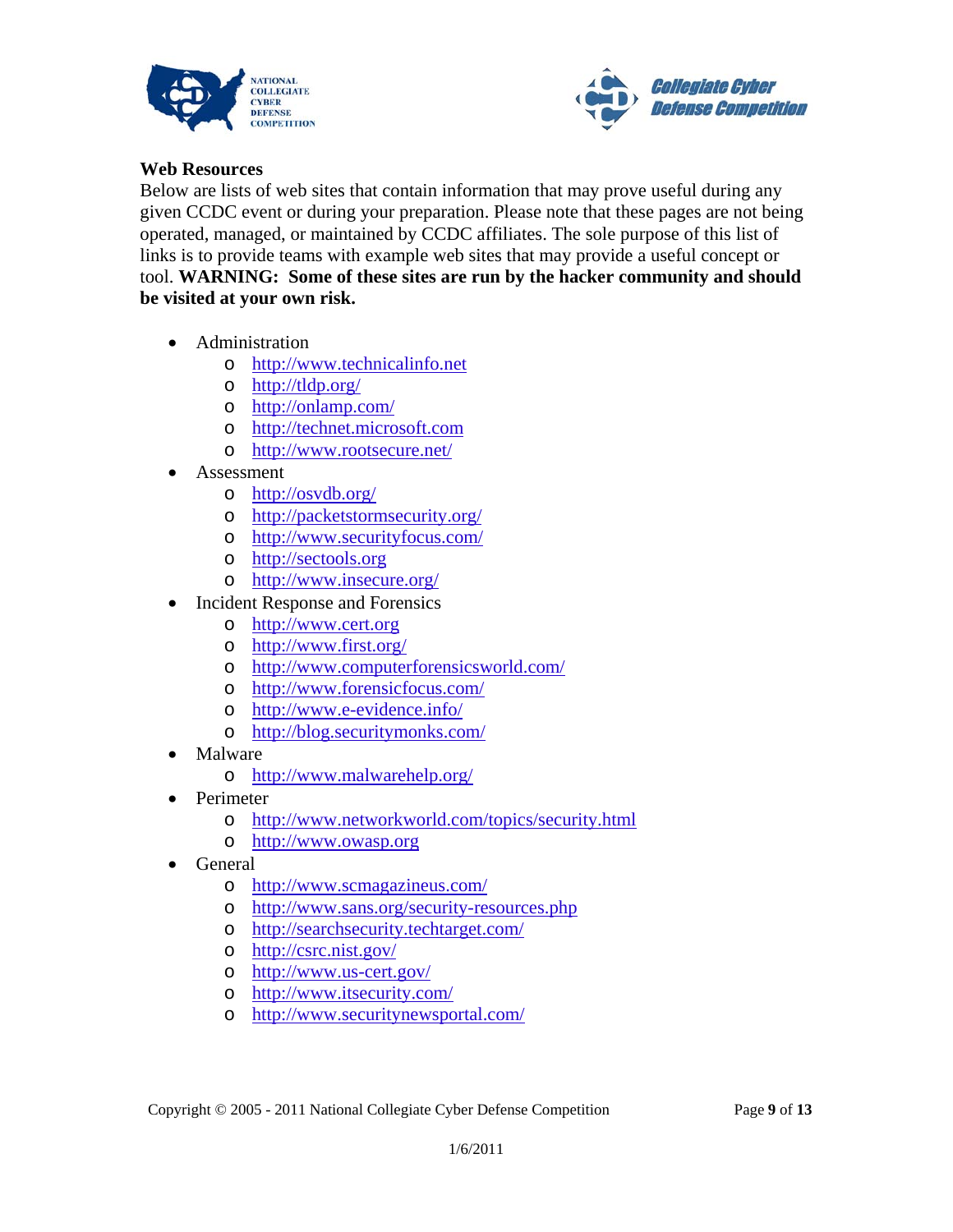## Web Resources

Below are lists of web sites that contain information that may prove useful during any given CCDC event or during your preparation. Please note that these pages are not being operated, managed, or maintained by CCDC affiliates. The sole purpose of this list of links is to provide teams with example web sites that may provide a useful concept or tool. **WARNING: Some of these sites are run by the hacker community and should be visited at your own risk.**

- Administration
  - http://www.technicalinfo.net
  - http://tldp.org/
  - http://onlamp.com/
  - http://technet.microsoft.com
  - http://www.rootsecure.net/
- Assessment
  - http://osvdb.org/
  - http://packetstormsecurity.org/
  - http://www.securityfocus.com/
  - http://sectools.org
  - http://www.insecure.org/
- Incident Response and Forensics
  - http://www.cert.org
  - http://www.first.org/
  - http://www.computerforensicsworld.com/
  - http://www.forensicfocus.com/
  - http://www.e-evidence.info/
  - http://blog.securitymonks.com/
- Malware
  - http://www.malwarehelp.org/
- Perimeter
  - http://www.networkworld.com/topics/security.html
  - http://www.owasp.org
- General
  - http://www.scmagazineus.com/
  - http://www.sans.org/security-resources.php
  - http://searchsecurity.techtarget.com/
  - http://csrc.nist.gov/
  - http://www.us-cert.gov/
  - http://www.itsecurity.com/
  - http://www.securitynewsportal.com/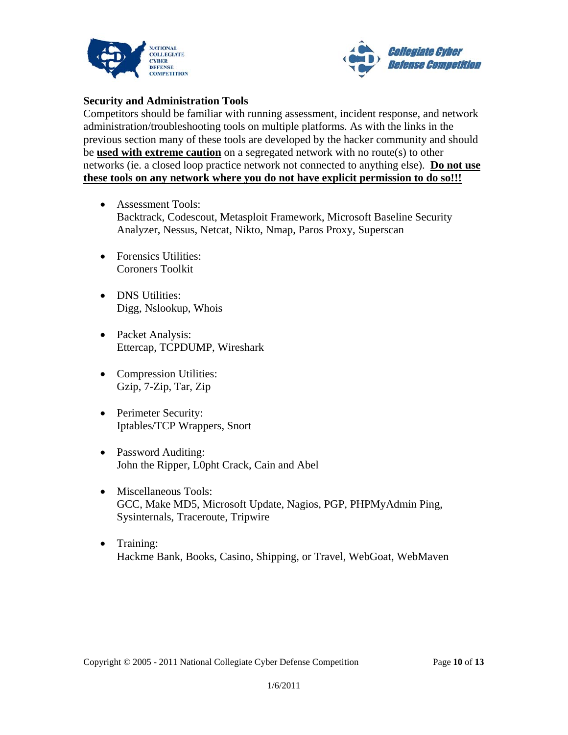**Security and Administration Tools**

Competitors should be familiar with running assessment, incident response, and network administration/troubleshooting tools on multiple platforms. As with the links in the previous section many of these tools are developed by the hacker community and should be **<u>used with extreme caution</u>** on a segregated network with no route(s) to other networks (ie. a closed loop practice network not connected to anything else). **<u>Do not use these tools on any network where you do not have explicit permission to do so!!!</u>**

- Assessment Tools:
  Backtrack, Codescout, Metasploit Framework, Microsoft Baseline Security Analyzer, Nessus, Netcat, Nikto, Nmap, Paros Proxy, Superscan

- Forensics Utilities:
  Coroners Toolkit

- DNS Utilities:
  Digg, Nslookup, Whois

- Packet Analysis:
  Ettercap, TCPDUMP, Wireshark

- Compression Utilities:
  Gzip, 7-Zip, Tar, Zip

- Perimeter Security:
  Iptables/TCP Wrappers, Snort

- Password Auditing:
  John the Ripper, L0pht Crack, Cain and Abel

- Miscellaneous Tools:
  GCC, Make MD5, Microsoft Update, Nagios, PGP, PHPMyAdmin Ping, Sysinternals, Traceroute, Tripwire

- Training:
  Hackme Bank, Books, Casino, Shipping, or Travel, WebGoat, WebMaven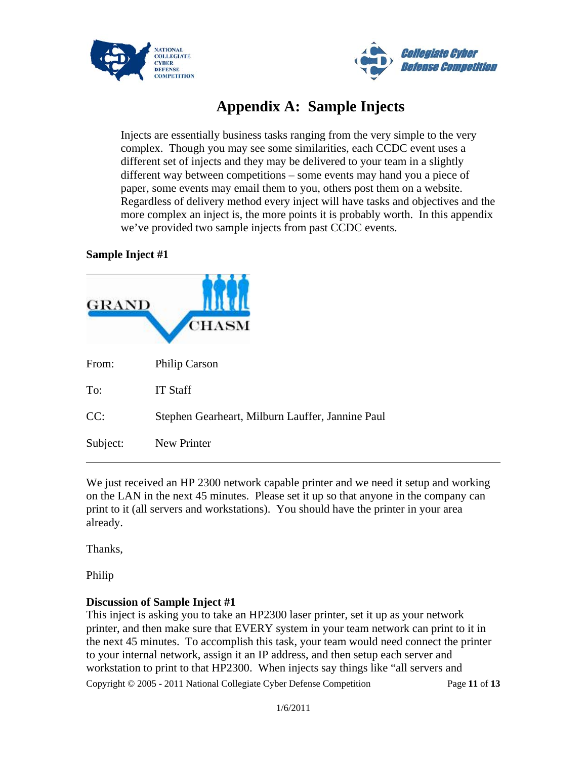# Appendix A: Sample Injects

Injects are essentially business tasks ranging from the very simple to the very complex. Though you may see some similarities, each CCDC event uses a different set of injects and they may be delivered to your team in a slightly different way between competitions – some events may hand you a piece of paper, some events may email them to you, others post them on a website. Regardless of delivery method every inject will have tasks and objectives and the more complex an inject is, the more points it is probably worth. In this appendix we've provided two sample injects from past CCDC events.

### Sample Inject #1

GRAND CHASM

| | |
|---|---|
| From: | Philip Carson |
| To: | IT Staff |
| CC: | Stephen Gearheart, Milburn Lauffer, Jannine Paul |
| Subject: | New Printer |

---

We just received an HP 2300 network capable printer and we need it setup and working on the LAN in the next 45 minutes. Please set it up so that anyone in the company can print to it (all servers and workstations). You should have the printer in your area already.

Thanks,

Philip

### Discussion of Sample Inject #1

This inject is asking you to take an HP2300 laser printer, set it up as your network printer, and then make sure that EVERY system in your team network can print to it in the next 45 minutes. To accomplish this task, your team would need connect the printer to your internal network, assign it an IP address, and then setup each server and workstation to print to that HP2300. When injects say things like "all servers and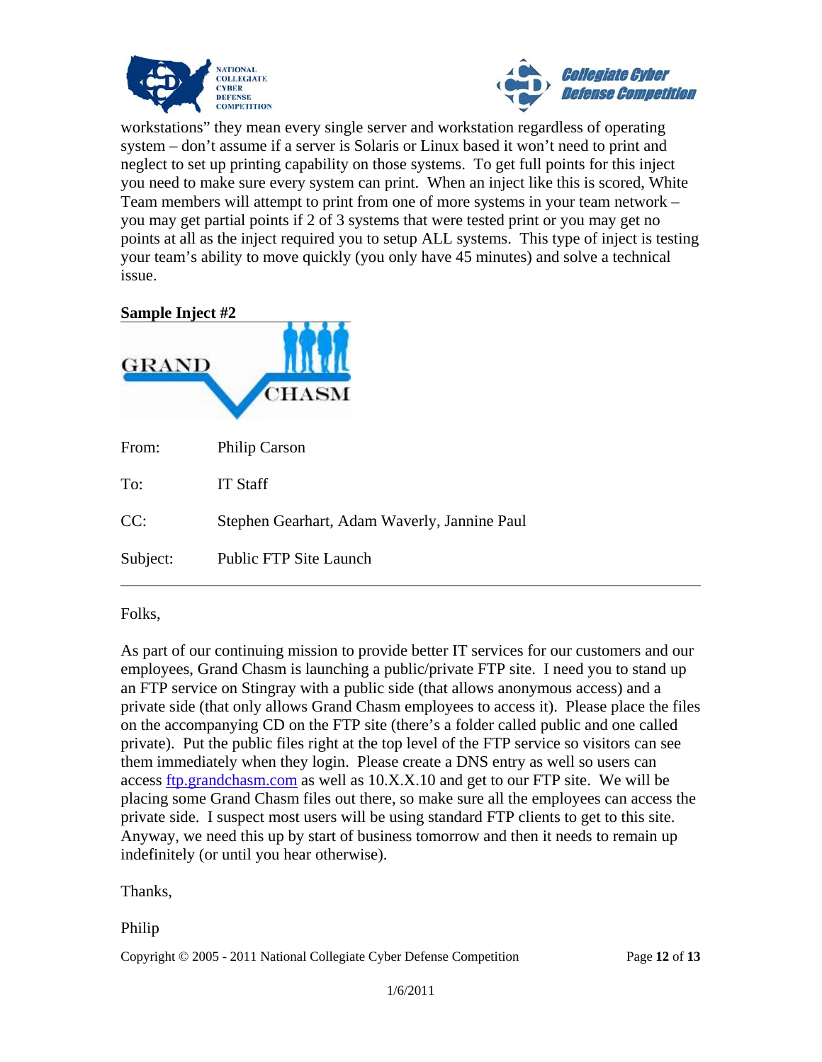workstations" they mean every single server and workstation regardless of operating system – don't assume if a server is Solaris or Linux based it won't need to print and neglect to set up printing capability on those systems. To get full points for this inject you need to make sure every system can print. When an inject like this is scored, White Team members will attempt to print from one of more systems in your team network – you may get partial points if 2 of 3 systems that were tested print or you may get no points at all as the inject required you to setup ALL systems. This type of inject is testing your team's ability to move quickly (you only have 45 minutes) and solve a technical issue.

**Sample Inject #2**

GRAND CHASM

| | |
|---|---|
| From: | Philip Carson |
| To: | IT Staff |
| CC: | Stephen Gearhart, Adam Waverly, Jannine Paul |
| Subject: | Public FTP Site Launch |

---

Folks,

As part of our continuing mission to provide better IT services for our customers and our employees, Grand Chasm is launching a public/private FTP site. I need you to stand up an FTP service on Stingray with a public side (that allows anonymous access) and a private side (that only allows Grand Chasm employees to access it). Please place the files on the accompanying CD on the FTP site (there's a folder called public and one called private). Put the public files right at the top level of the FTP service so visitors can see them immediately when they login. Please create a DNS entry as well so users can access ftp.grandchasm.com as well as 10.X.X.10 and get to our FTP site. We will be placing some Grand Chasm files out there, so make sure all the employees can access the private side. I suspect most users will be using standard FTP clients to get to this site. Anyway, we need this up by start of business tomorrow and then it needs to remain up indefinitely (or until you hear otherwise).

Thanks,

Philip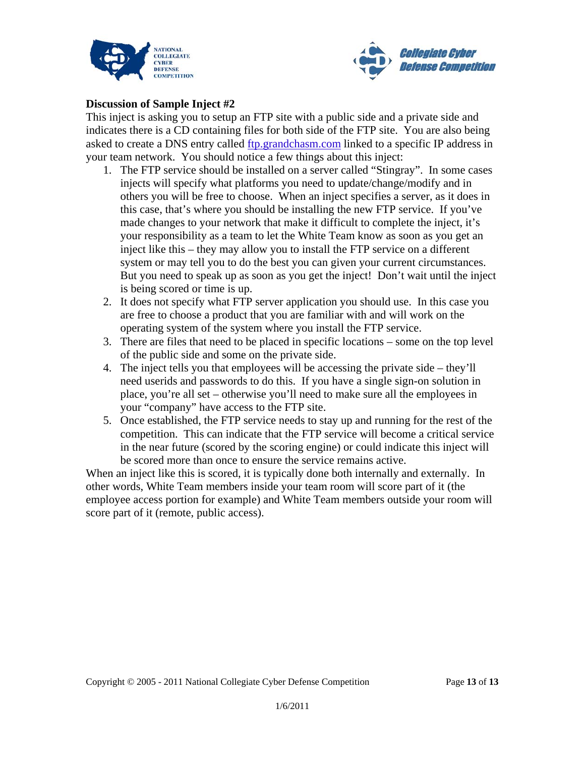**Discussion of Sample Inject #2**

This inject is asking you to setup an FTP site with a public side and a private side and indicates there is a CD containing files for both side of the FTP site. You are also being asked to create a DNS entry called ftp.grandchasm.com linked to a specific IP address in your team network. You should notice a few things about this inject:

1. The FTP service should be installed on a server called "Stingray". In some cases injects will specify what platforms you need to update/change/modify and in others you will be free to choose. When an inject specifies a server, as it does in this case, that's where you should be installing the new FTP service. If you've made changes to your network that make it difficult to complete the inject, it's your responsibility as a team to let the White Team know as soon as you get an inject like this – they may allow you to install the FTP service on a different system or may tell you to do the best you can given your current circumstances. But you need to speak up as soon as you get the inject! Don't wait until the inject is being scored or time is up.
2. It does not specify what FTP server application you should use. In this case you are free to choose a product that you are familiar with and will work on the operating system of the system where you install the FTP service.
3. There are files that need to be placed in specific locations – some on the top level of the public side and some on the private side.
4. The inject tells you that employees will be accessing the private side – they'll need userids and passwords to do this. If you have a single sign-on solution in place, you're all set – otherwise you'll need to make sure all the employees in your "company" have access to the FTP site.
5. Once established, the FTP service needs to stay up and running for the rest of the competition. This can indicate that the FTP service will become a critical service in the near future (scored by the scoring engine) or could indicate this inject will be scored more than once to ensure the service remains active.

When an inject like this is scored, it is typically done both internally and externally. In other words, White Team members inside your team room will score part of it (the employee access portion for example) and White Team members outside your room will score part of it (remote, public access).